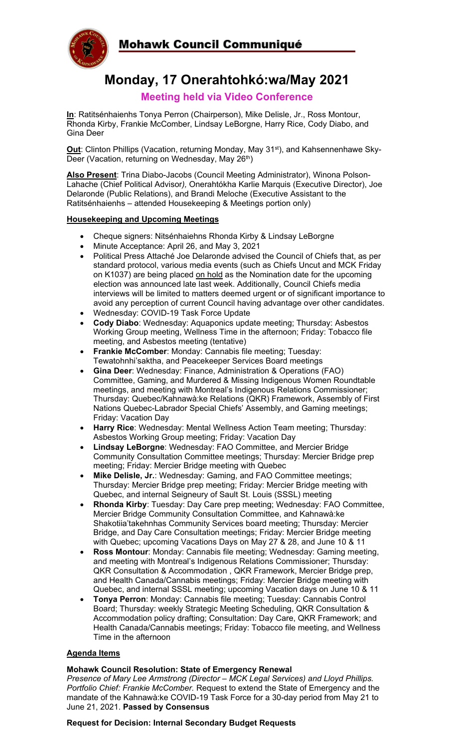# Mohawk Council Communiqué

## Monday, 17 Onerahtohkó:wa/May 2021

### Meeting held via Video Conference

**In**: Ratitsénhaienhs Tonya Perron (Chairperson), Mike Delisle, Jr., Ross Montour, Rhonda Kirby, Frankie McComber, Lindsay LeBorgne, Harry Rice, Cody Diabo, and Gina Deer

**Out**: Clinton Phillips (Vacation, returning Monday, May 31st), and Kahsennenhawe Sky-Deer (Vacation, returning on Wednesday, May 26th)

**Also Present**: Trina Diabo-Jacobs (Council Meeting Administrator), Winona Polson-Lahache (Chief Political Advisor), Onerahtókha Karlie Marquis (Executive Director), Joe Delaronde (Public Relations), and Brandi Meloche (Executive Assistant to the Ratitsénhaienhs – attended Housekeeping & Meetings portion only)

**Housekeeping and Upcoming Meetings**

- Cheque signers: Nitsénhaiehns Rhonda Kirby & Lindsay LeBorgne
- Minute Acceptance: April 26, and May 3, 2021
- Political Press Attaché Joe Delaronde advised the Council of Chiefs that, as per standard protocol, various media events (such as Chiefs Uncut and MCK Friday on K1037) are being placed on hold as the Nomination date for the upcoming election was announced late last week. Additionally, Council Chiefs media interviews will be limited to matters deemed urgent or of significant importance to avoid any perception of current Council having advantage over other candidates.
- Wednesday: COVID-19 Task Force Update
- **Cody Diabo**: Wednesday: Aquaponics update meeting; Thursday: Asbestos Working Group meeting, Wellness Time in the afternoon; Friday: Tobacco file meeting, and Asbestos meeting (tentative)
- **Frankie McComber**: Monday: Cannabis file meeting; Tuesday: Tewatohnhi'saktha, and Peacekeeper Services Board meetings
- **Gina Deer**: Wednesday: Finance, Administration & Operations (FAO) Committee, Gaming, and Murdered & Missing Indigenous Women Roundtable meetings, and meeting with Montreal's Indigenous Relations Commissioner; Thursday: Quebec/Kahnawà:ke Relations (QKR) Framework, Assembly of First Nations Quebec-Labrador Special Chiefs' Assembly, and Gaming meetings; Friday: Vacation Day
- **Harry Rice**: Wednesday: Mental Wellness Action Team meeting; Thursday: Asbestos Working Group meeting; Friday: Vacation Day
- **Lindsay LeBorgne**: Wednesday: FAO Committee, and Mercier Bridge Community Consultation Committee meetings; Thursday: Mercier Bridge prep meeting; Friday: Mercier Bridge meeting with Quebec
- **Mike Delisle, Jr.**: Wednesday: Gaming, and FAO Committee meetings; Thursday: Mercier Bridge prep meeting; Friday: Mercier Bridge meeting with Quebec, and internal Seigneury of Sault St. Louis (SSSL) meeting
- **Rhonda Kirby**: Tuesday: Day Care prep meeting; Wednesday: FAO Committee, Mercier Bridge Community Consultation Committee, and Kahnawà:ke Shakotiia'takehnhas Community Services board meeting; Thursday: Mercier Bridge, and Day Care Consultation meetings; Friday: Mercier Bridge meeting with Quebec; upcoming Vacations Days on May 27 & 28, and June 10 & 11
- **Ross Montour**: Monday: Cannabis file meeting; Wednesday: Gaming meeting, and meeting with Montreal's Indigenous Relations Commissioner; Thursday: QKR Consultation & Accommodation , QKR Framework, Mercier Bridge prep, and Health Canada/Cannabis meetings; Friday: Mercier Bridge meeting with Quebec, and internal SSSL meeting; upcoming Vacation days on June 10 & 11
- **Tonya Perron**: Monday: Cannabis file meeting; Tuesday: Cannabis Control Board; Thursday: weekly Strategic Meeting Scheduling, QKR Consultation & Accommodation policy drafting; Consultation: Day Care, QKR Framework; and Health Canada/Cannabis meetings; Friday: Tobacco file meeting, and Wellness Time in the afternoon

**Agenda Items**

**Mohawk Council Resolution: State of Emergency Renewal**
*Presence of Mary Lee Armstrong (Director – MCK Legal Services) and Lloyd Phillips. Portfolio Chief: Frankie McComber.* Request to extend the State of Emergency and the mandate of the Kahnawà:ke COVID-19 Task Force for a 30-day period from May 21 to June 21, 2021. **Passed by Consensus**

**Request for Decision: Internal Secondary Budget Requests**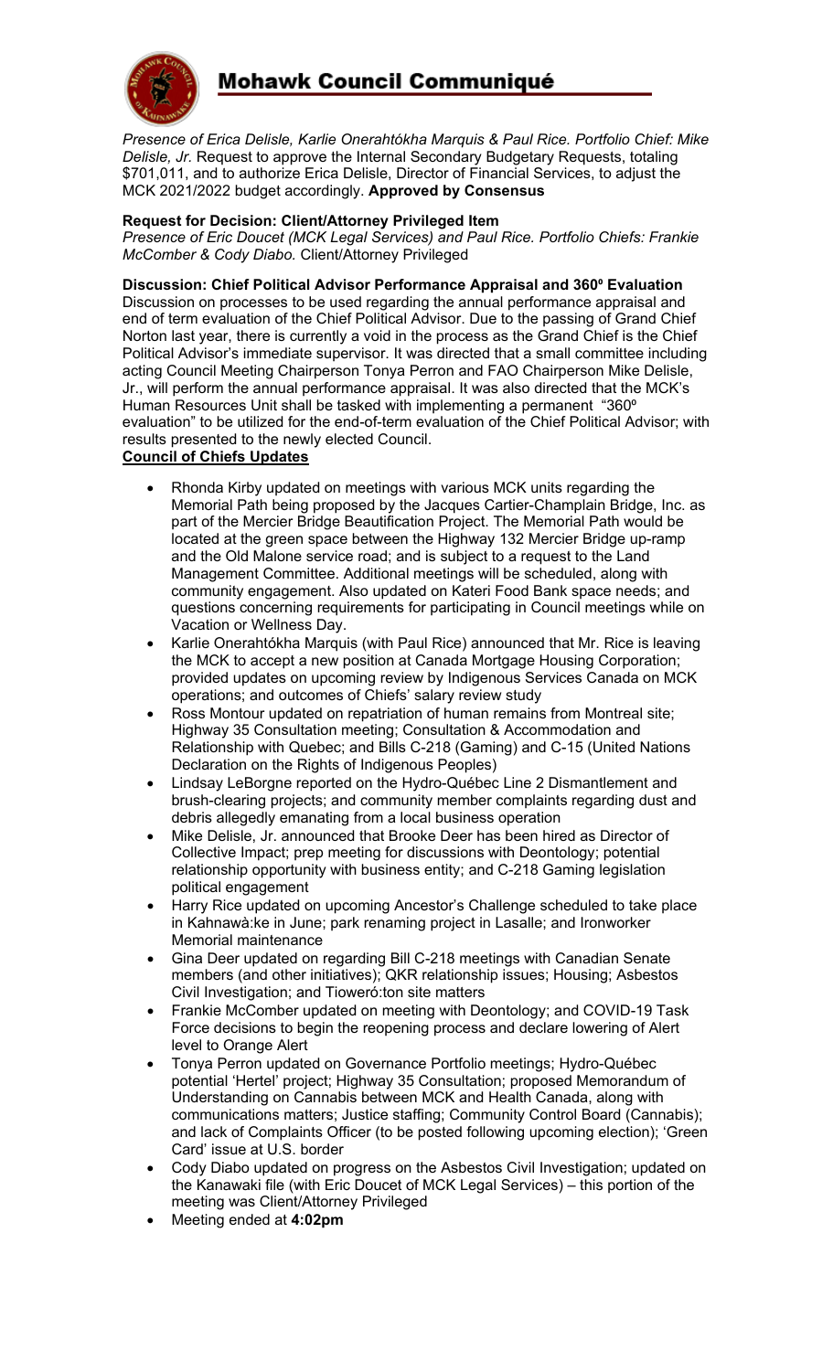*Presence of Erica Delisle, Karlie Onerahtókha Marquis & Paul Rice. Portfolio Chief: Mike Delisle, Jr.* Request to approve the Internal Secondary Budgetary Requests, totaling \$701,011, and to authorize Erica Delisle, Director of Financial Services, to adjust the MCK 2021/2022 budget accordingly. **Approved by Consensus**

**Request for Decision: Client/Attorney Privileged Item**
*Presence of Eric Doucet (MCK Legal Services) and Paul Rice. Portfolio Chiefs: Frankie McComber & Cody Diabo.* Client/Attorney Privileged

**Discussion: Chief Political Advisor Performance Appraisal and 360º Evaluation**
Discussion on processes to be used regarding the annual performance appraisal and end of term evaluation of the Chief Political Advisor. Due to the passing of Grand Chief Norton last year, there is currently a void in the process as the Grand Chief is the Chief Political Advisor's immediate supervisor. It was directed that a small committee including acting Council Meeting Chairperson Tonya Perron and FAO Chairperson Mike Delisle, Jr., will perform the annual performance appraisal. It was also directed that the MCK's Human Resources Unit shall be tasked with implementing a permanent "360º evaluation" to be utilized for the end-of-term evaluation of the Chief Political Advisor; with results presented to the newly elected Council.

**Council of Chiefs Updates**

- Rhonda Kirby updated on meetings with various MCK units regarding the Memorial Path being proposed by the Jacques Cartier-Champlain Bridge, Inc. as part of the Mercier Bridge Beautification Project. The Memorial Path would be located at the green space between the Highway 132 Mercier Bridge up-ramp and the Old Malone service road; and is subject to a request to the Land Management Committee. Additional meetings will be scheduled, along with community engagement. Also updated on Kateri Food Bank space needs; and questions concerning requirements for participating in Council meetings while on Vacation or Wellness Day.
- Karlie Onerahtókha Marquis (with Paul Rice) announced that Mr. Rice is leaving the MCK to accept a new position at Canada Mortgage Housing Corporation; provided updates on upcoming review by Indigenous Services Canada on MCK operations; and outcomes of Chiefs' salary review study
- Ross Montour updated on repatriation of human remains from Montreal site; Highway 35 Consultation meeting; Consultation & Accommodation and Relationship with Quebec; and Bills C-218 (Gaming) and C-15 (United Nations Declaration on the Rights of Indigenous Peoples)
- Lindsay LeBorgne reported on the Hydro-Québec Line 2 Dismantlement and brush-clearing projects; and community member complaints regarding dust and debris allegedly emanating from a local business operation
- Mike Delisle, Jr. announced that Brooke Deer has been hired as Director of Collective Impact; prep meeting for discussions with Deontology; potential relationship opportunity with business entity; and C-218 Gaming legislation political engagement
- Harry Rice updated on upcoming Ancestor's Challenge scheduled to take place in Kahnawà:ke in June; park renaming project in Lasalle; and Ironworker Memorial maintenance
- Gina Deer updated on regarding Bill C-218 meetings with Canadian Senate members (and other initiatives); QKR relationship issues; Housing; Asbestos Civil Investigation; and Tioweró:ton site matters
- Frankie McComber updated on meeting with Deontology; and COVID-19 Task Force decisions to begin the reopening process and declare lowering of Alert level to Orange Alert
- Tonya Perron updated on Governance Portfolio meetings; Hydro-Québec potential 'Hertel' project; Highway 35 Consultation; proposed Memorandum of Understanding on Cannabis between MCK and Health Canada, along with communications matters; Justice staffing; Community Control Board (Cannabis); and lack of Complaints Officer (to be posted following upcoming election); 'Green Card' issue at U.S. border
- Cody Diabo updated on progress on the Asbestos Civil Investigation; updated on the Kanawaki file (with Eric Doucet of MCK Legal Services) – this portion of the meeting was Client/Attorney Privileged
- Meeting ended at **4:02pm**